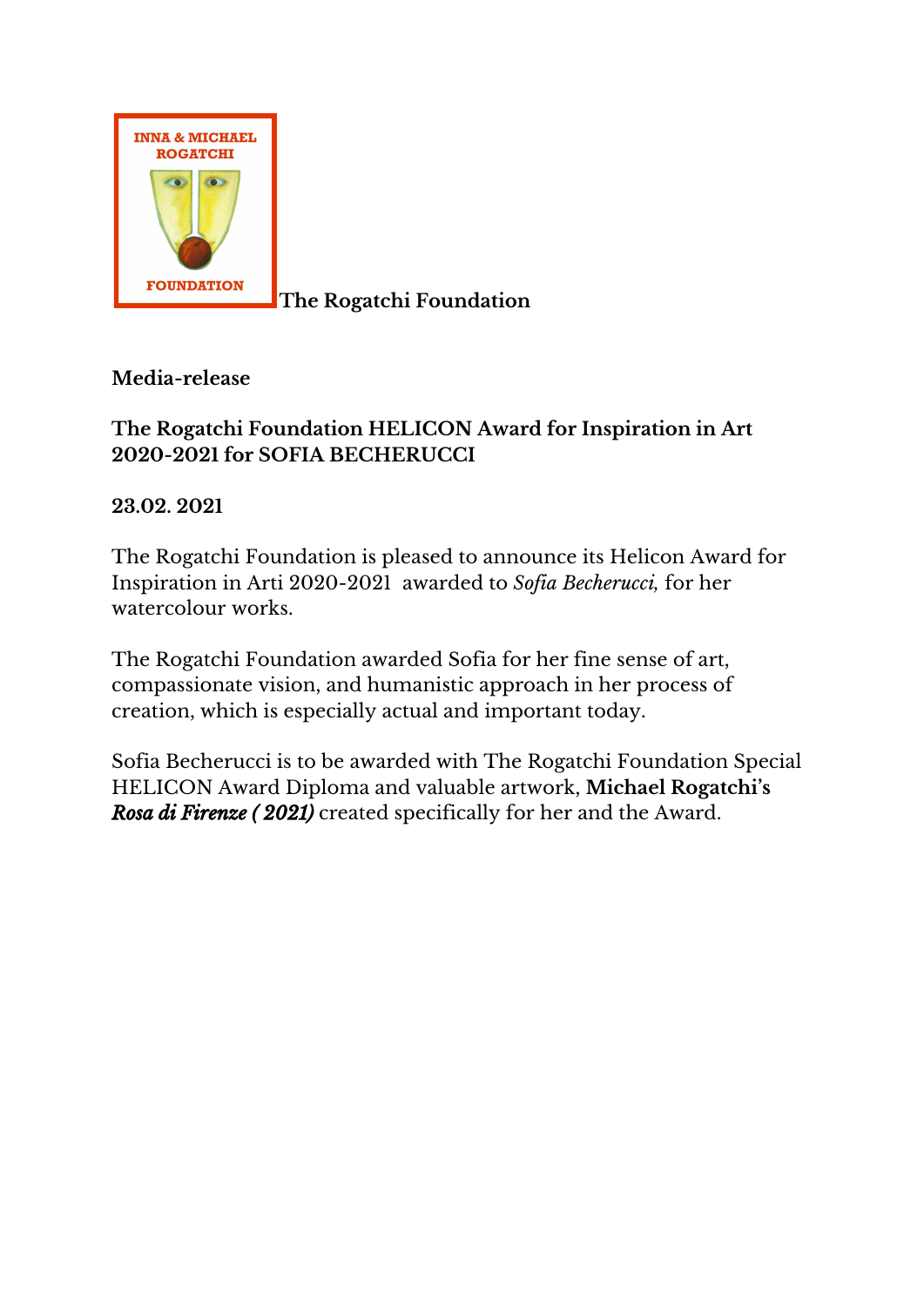INNA & MICHAEL ROGATCHI FOUNDATION

**The Rogatchi Foundation**

**Media-release**

**The Rogatchi Foundation HELICON Award for Inspiration in Art 2020-2021 for SOFIA BECHERUCCI**

**23.02. 2021**

The Rogatchi Foundation is pleased to announce its Helicon Award for Inspiration in Arti 2020-2021 awarded to *Sofia Becherucci,* for her watercolour works.

The Rogatchi Foundation awarded Sofia for her fine sense of art, compassionate vision, and humanistic approach in her process of creation, which is especially actual and important today.

Sofia Becherucci is to be awarded with The Rogatchi Foundation Special HELICON Award Diploma and valuable artwork, **Michael Rogatchi's *Rosa di Firenze ( 2021)*** created specifically for her and the Award.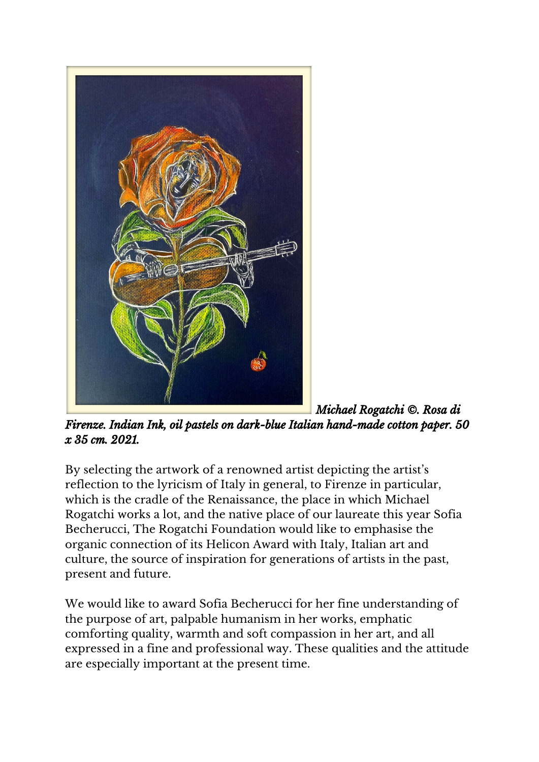*Michael Rogatchi ©. Rosa di Firenze. Indian Ink, oil pastels on dark-blue Italian hand-made cotton paper. 50 x 35 cm. 2021.*

By selecting the artwork of a renowned artist depicting the artist's reflection to the lyricism of Italy in general, to Firenze in particular, which is the cradle of the Renaissance, the place in which Michael Rogatchi works a lot, and the native place of our laureate this year Sofia Becherucci, The Rogatchi Foundation would like to emphasise the organic connection of its Helicon Award with Italy, Italian art and culture, the source of inspiration for generations of artists in the past, present and future.

We would like to award Sofia Becherucci for her fine understanding of the purpose of art, palpable humanism in her works, emphatic comforting quality, warmth and soft compassion in her art, and all expressed in a fine and professional way. These qualities and the attitude are especially important at the present time.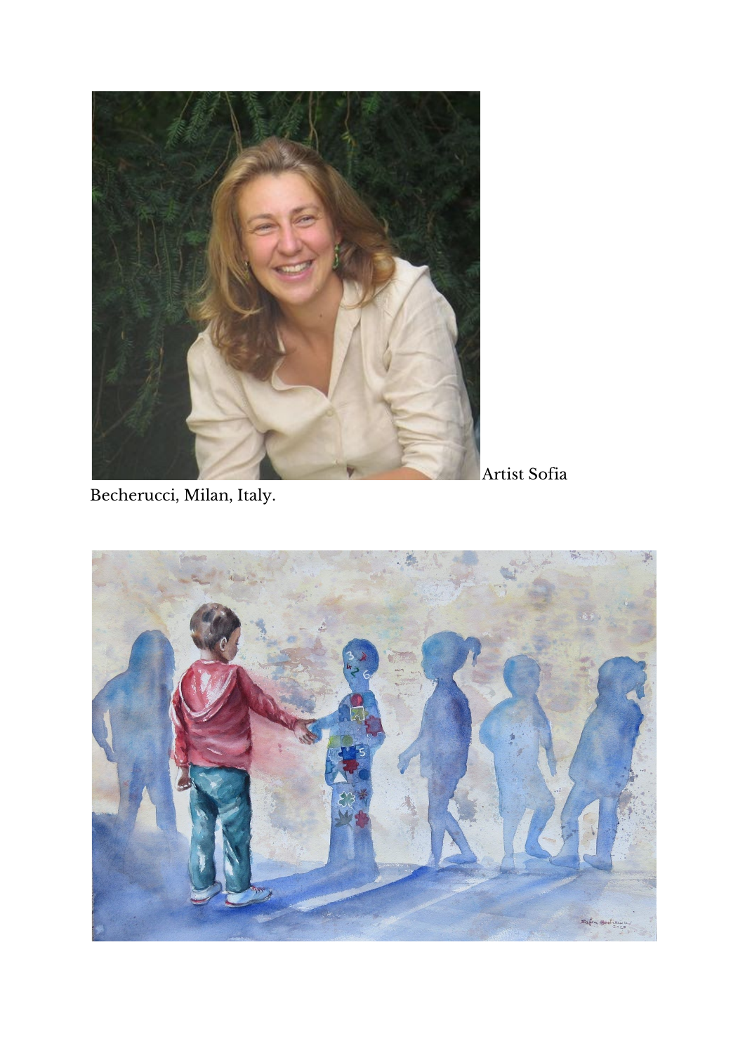Artist Sofia Becherucci, Milan, Italy.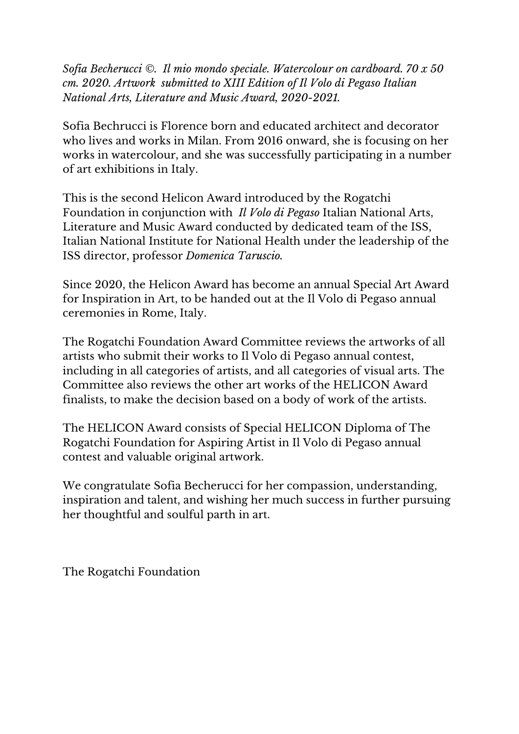*Sofia Becherucci ©. Il mio mondo speciale. Watercolour on cardboard. 70 x 50 cm. 2020. Artwork submitted to XIII Edition of Il Volo di Pegaso Italian National Arts, Literature and Music Award, 2020-2021.*

Sofia Bechrucci is Florence born and educated architect and decorator who lives and works in Milan. From 2016 onward, she is focusing on her works in watercolour, and she was successfully participating in a number of art exhibitions in Italy.

This is the second Helicon Award introduced by the Rogatchi Foundation in conjunction with *Il Volo di Pegaso* Italian National Arts, Literature and Music Award conducted by dedicated team of the ISS, Italian National Institute for National Health under the leadership of the ISS director, professor *Domenica Taruscio.*

Since 2020, the Helicon Award has become an annual Special Art Award for Inspiration in Art, to be handed out at the Il Volo di Pegaso annual ceremonies in Rome, Italy.

The Rogatchi Foundation Award Committee reviews the artworks of all artists who submit their works to Il Volo di Pegaso annual contest, including in all categories of artists, and all categories of visual arts. The Committee also reviews the other art works of the HELICON Award finalists, to make the decision based on a body of work of the artists.

The HELICON Award consists of Special HELICON Diploma of The Rogatchi Foundation for Aspiring Artist in Il Volo di Pegaso annual contest and valuable original artwork.

We congratulate Sofia Becherucci for her compassion, understanding, inspiration and talent, and wishing her much success in further pursuing her thoughtful and soulful parth in art.

The Rogatchi Foundation